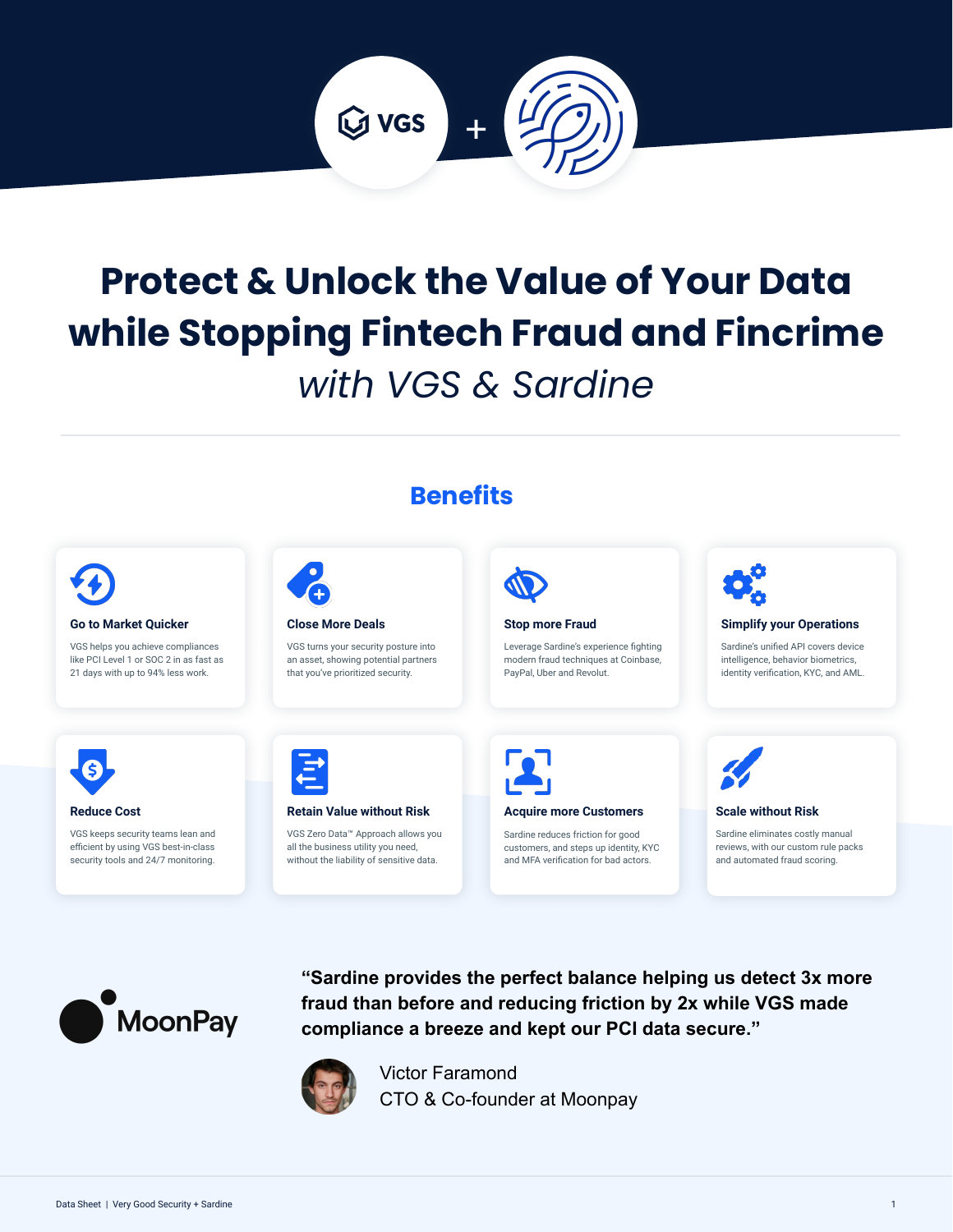# Protect & Unlock the Value of Your Data while Stopping Fintech Fraud and Fincrime

*with VGS & Sardine*

## Benefits

### Go to Market Quicker

VGS helps you achieve compliances like PCI Level 1 or SOC 2 in as fast as 21 days with up to 94% less work.

### Close More Deals

VGS turns your security posture into an asset, showing potential partners that you've prioritized security.

### Stop more Fraud

Leverage Sardine's experience fighting modern fraud techniques at Coinbase, PayPal, Uber and Revolut.

### Simplify your Operations

Sardine's unified API covers device intelligence, behavior biometrics, identity verification, KYC, and AML.

### Reduce Cost

VGS keeps security teams lean and efficient by using VGS best-in-class security tools and 24/7 monitoring.

### Retain Value without Risk

VGS Zero Data™ Approach allows you all the business utility you need, without the liability of sensitive data.

### Acquire more Customers

Sardine reduces friction for good customers, and steps up identity, KYC and MFA verification for bad actors.

### Scale without Risk

Sardine eliminates costly manual reviews, with our custom rule packs and automated fraud scoring.

MoonPay

**"Sardine provides the perfect balance helping us detect 3x more fraud than before and reducing friction by 2x while VGS made compliance a breeze and kept our PCI data secure."**

Victor Faramond
CTO & Co-founder at Moonpay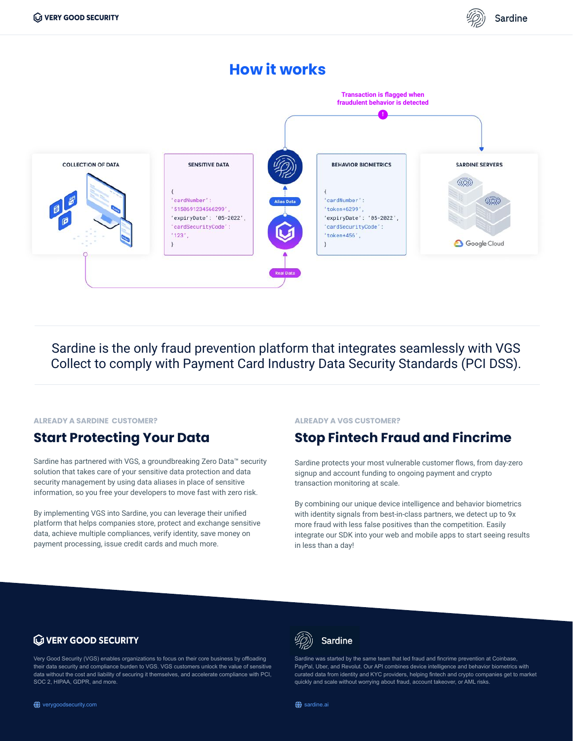# How it works

Transaction is flagged when fraudulent behavior is detected

COLLECTION OF DATA

SENSITIVE DATA

```
{
'cardNumber':
'5150691234566299',
'expiryDate': '05-2022',
'cardSecurityCode':
'123',
}
```

Alias Data

Real Data

BEHAVIOR BIOMETRICS

```
{
'cardNumber':
'token+6299',
'expiryDate': '05-2022',
'cardSecurityCode':
'token+456',
}
```

SARDINE SERVERS

Google Cloud

Sardine is the only fraud prevention platform that integrates seamlessly with VGS Collect to comply with Payment Card Industry Data Security Standards (PCI DSS).

ALREADY A SARDINE CUSTOMER?

## Start Protecting Your Data

Sardine has partnered with VGS, a groundbreaking Zero Data™ security solution that takes care of your sensitive data protection and data security management by using data aliases in place of sensitive information, so you free your developers to move fast with zero risk.

By implementing VGS into Sardine, you can leverage their unified platform that helps companies store, protect and exchange sensitive data, achieve multiple compliances, verify identity, save money on payment processing, issue credit cards and much more.

ALREADY A VGS CUSTOMER?

## Stop Fintech Fraud and Fincrime

Sardine protects your most vulnerable customer flows, from day-zero signup and account funding to ongoing payment and crypto transaction monitoring at scale.

By combining our unique device intelligence and behavior biometrics with identity signals from best-in-class partners, we detect up to 9x more fraud with less false positives than the competition. Easily integrate our SDK into your web and mobile apps to start seeing results in less than a day!

**VERY GOOD SECURITY**

Very Good Security (VGS) enables organizations to focus on their core business by offloading their data security and compliance burden to VGS. VGS customers unlock the value of sensitive data without the cost and liability of securing it themselves, and accelerate compliance with PCI, SOC 2, HIPAA, GDPR, and more.

verygoodsecurity.com

**Sardine**

Sardine was started by the same team that led fraud and fincrime prevention at Coinbase, PayPal, Uber, and Revolut. Our API combines device intelligence and behavior biometrics with curated data from identity and KYC providers, helping fintech and crypto companies get to market quickly and scale without worrying about fraud, account takeover, or AML risks.

sardine.ai